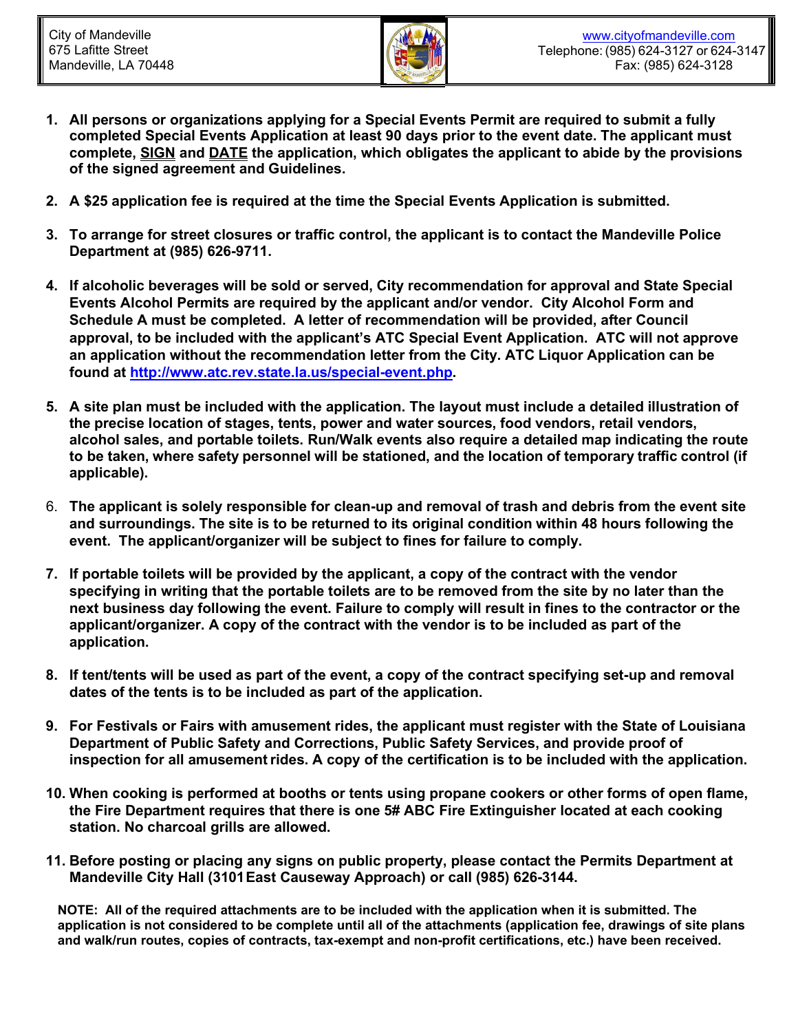City of Mandeville
675 Lafitte Street
Mandeville, LA 70448

www.cityofmandeville.com
Telephone: (985) 624-3127 or 624-3147
Fax: (985) 624-3128

1. **All persons or organizations applying for a Special Events Permit are required to submit a fully completed Special Events Application at least 90 days prior to the event date. The applicant must complete, SIGN and DATE the application, which obligates the applicant to abide by the provisions of the signed agreement and Guidelines.**

2. **A $25 application fee is required at the time the Special Events Application is submitted.**

3. **To arrange for street closures or traffic control, the applicant is to contact the Mandeville Police Department at (985) 626-9711.**

4. **If alcoholic beverages will be sold or served, City recommendation for approval and State Special Events Alcohol Permits are required by the applicant and/or vendor. City Alcohol Form and Schedule A must be completed. A letter of recommendation will be provided, after Council approval, to be included with the applicant's ATC Special Event Application. ATC will not approve an application without the recommendation letter from the City. ATC Liquor Application can be found at http://www.atc.rev.state.la.us/special-event.php.**

5. **A site plan must be included with the application. The layout must include a detailed illustration of the precise location of stages, tents, power and water sources, food vendors, retail vendors, alcohol sales, and portable toilets. Run/Walk events also require a detailed map indicating the route to be taken, where safety personnel will be stationed, and the location of temporary traffic control (if applicable).**

6. **The applicant is solely responsible for clean-up and removal of trash and debris from the event site and surroundings. The site is to be returned to its original condition within 48 hours following the event. The applicant/organizer will be subject to fines for failure to comply.**

7. **If portable toilets will be provided by the applicant, a copy of the contract with the vendor specifying in writing that the portable toilets are to be removed from the site by no later than the next business day following the event. Failure to comply will result in fines to the contractor or the applicant/organizer. A copy of the contract with the vendor is to be included as part of the application.**

8. **If tent/tents will be used as part of the event, a copy of the contract specifying set-up and removal dates of the tents is to be included as part of the application.**

9. **For Festivals or Fairs with amusement rides, the applicant must register with the State of Louisiana Department of Public Safety and Corrections, Public Safety Services, and provide proof of inspection for all amusement rides. A copy of the certification is to be included with the application.**

10. **When cooking is performed at booths or tents using propane cookers or other forms of open flame, the Fire Department requires that there is one 5# ABC Fire Extinguisher located at each cooking station. No charcoal grills are allowed.**

11. **Before posting or placing any signs on public property, please contact the Permits Department at Mandeville City Hall (3101 East Causeway Approach) or call (985) 626-3144.**

**NOTE: All of the required attachments are to be included with the application when it is submitted. The application is not considered to be complete until all of the attachments (application fee, drawings of site plans and walk/run routes, copies of contracts, tax-exempt and non-profit certifications, etc.) have been received.**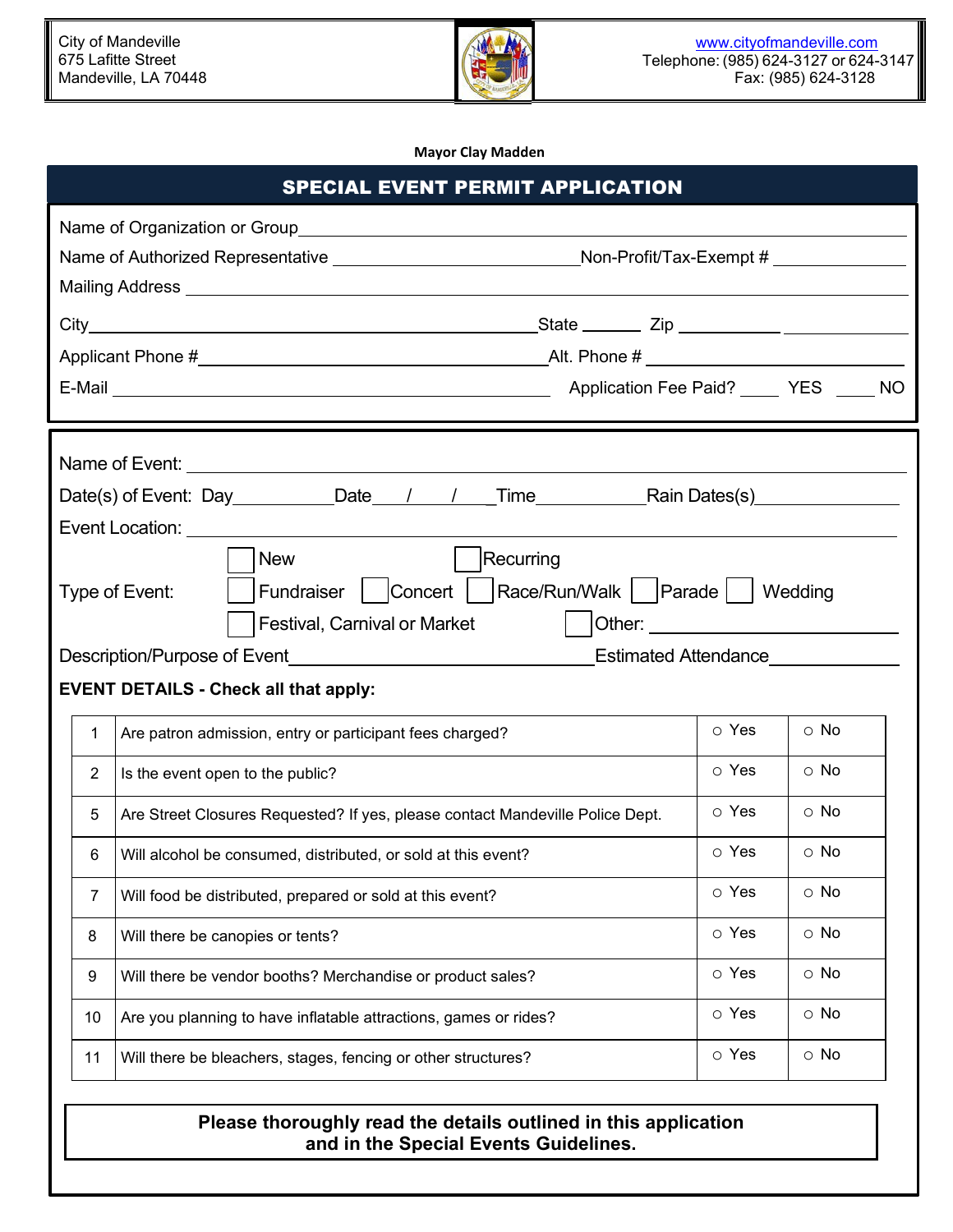City of Mandeville
675 Lafitte Street
Mandeville, LA 70448

www.cityofmandeville.com
Telephone: (985) 624-3127 or 624-3147
Fax: (985) 624-3128

**Mayor Clay Madden**

## SPECIAL EVENT PERMIT APPLICATION

Name of Organization or Group ______________________________

Name of Authorized Representative ____________________ Non-Profit/Tax-Exempt # ____________

Mailing Address ______________________________

City ______________________ State ______ Zip __________ __________

Applicant Phone # ______________________ Alt. Phone # ______________________

E-Mail ______________________ Application Fee Paid? ____ YES ____ NO

Name of Event: ______________________________

Date(s) of Event: Day__________ Date___/___/___ Time__________ Rain Dates(s)__________

Event Location: ______________________________

☐ New ☐ Recurring

Type of Event: ☐ Fundraiser ☐ Concert ☐ Race/Run/Walk ☐ Parade ☐ Wedding

☐ Festival, Carnival or Market ☐ Other: ______________

Description/Purpose of Event______________________ Estimated Attendance__________

**EVENT DETAILS - Check all that apply:**

| # | Question | Yes | No |
|---|---|---|---|
| 1 | Are patron admission, entry or participant fees charged? | ○ Yes | ○ No |
| 2 | Is the event open to the public? | ○ Yes | ○ No |
| 5 | Are Street Closures Requested? If yes, please contact Mandeville Police Dept. | ○ Yes | ○ No |
| 6 | Will alcohol be consumed, distributed, or sold at this event? | ○ Yes | ○ No |
| 7 | Will food be distributed, prepared or sold at this event? | ○ Yes | ○ No |
| 8 | Will there be canopies or tents? | ○ Yes | ○ No |
| 9 | Will there be vendor booths? Merchandise or product sales? | ○ Yes | ○ No |
| 10 | Are you planning to have inflatable attractions, games or rides? | ○ Yes | ○ No |
| 11 | Will there be bleachers, stages, fencing or other structures? | ○ Yes | ○ No |

**Please thoroughly read the details outlined in this application and in the Special Events Guidelines.**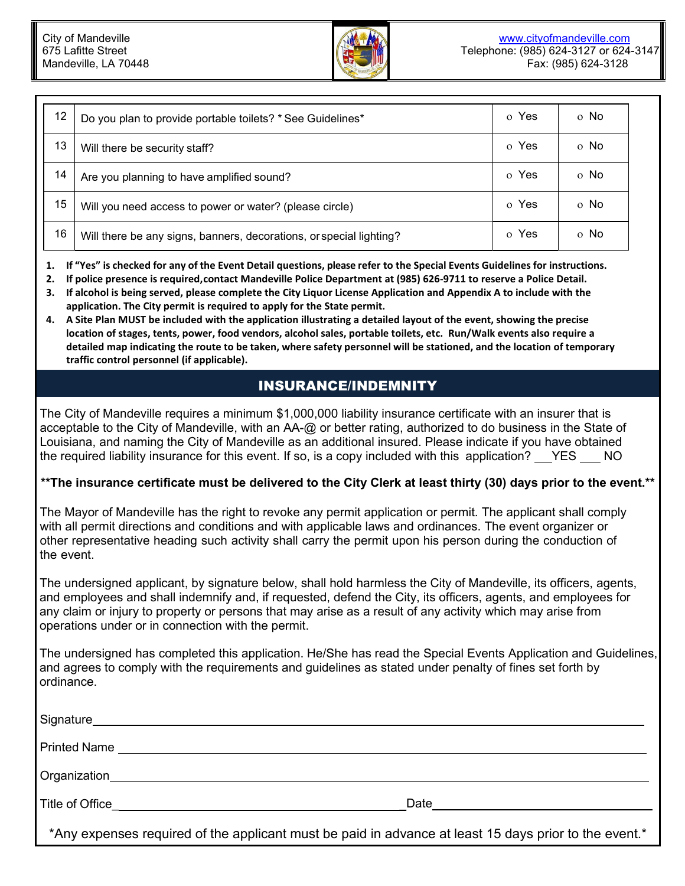City of Mandeville
675 Lafitte Street
Mandeville, LA 70448

www.cityofmandeville.com
Telephone: (985) 624-3127 or 624-3147
Fax: (985) 624-3128

| | | | |
|---|---|---|---|
| 12 | Do you plan to provide portable toilets? * See Guidelines* | o Yes | o No |
| 13 | Will there be security staff? | o Yes | o No |
| 14 | Are you planning to have amplified sound? | o Yes | o No |
| 15 | Will you need access to power or water? (please circle) | o Yes | o No |
| 16 | Will there be any signs, banners, decorations, or special lighting? | o Yes | o No |

1. **If "Yes" is checked for any of the Event Detail questions, please refer to the Special Events Guidelines for instructions.**
2. **If police presence is required, contact Mandeville Police Department at (985) 626-9711 to reserve a Police Detail.**
3. **If alcohol is being served, please complete the City Liquor License Application and Appendix A to include with the application. The City permit is required to apply for the State permit.**
4. **A Site Plan MUST be included with the application illustrating a detailed layout of the event, showing the precise location of stages, tents, power, food vendors, alcohol sales, portable toilets, etc. Run/Walk events also require a detailed map indicating the route to be taken, where safety personnel will be stationed, and the location of temporary traffic control personnel (if applicable).**

## INSURANCE/INDEMNITY

The City of Mandeville requires a minimum $1,000,000 liability insurance certificate with an insurer that is acceptable to the City of Mandeville, with an AA-@ or better rating, authorized to do business in the State of Louisiana, and naming the City of Mandeville as an additional insured. Please indicate if you have obtained the required liability insurance for this event. If so, is a copy included with this application? \_\_\_YES \_\_\_ NO

**\*\*The insurance certificate must be delivered to the City Clerk at least thirty (30) days prior to the event.\*\***

The Mayor of Mandeville has the right to revoke any permit application or permit. The applicant shall comply with all permit directions and conditions and with applicable laws and ordinances. The event organizer or other representative heading such activity shall carry the permit upon his person during the conduction of the event.

The undersigned applicant, by signature below, shall hold harmless the City of Mandeville, its officers, agents, and employees and shall indemnify and, if requested, defend the City, its officers, agents, and employees for any claim or injury to property or persons that may arise as a result of any activity which may arise from operations under or in connection with the permit.

The undersigned has completed this application. He/She has read the Special Events Application and Guidelines, and agrees to comply with the requirements and guidelines as stated under penalty of fines set forth by ordinance.

Signature\_\_\_\_\_\_\_\_\_\_\_\_\_\_\_\_\_\_\_\_\_\_\_\_\_\_\_\_\_\_\_\_\_\_\_\_\_\_\_\_

Printed Name \_\_\_\_\_\_\_\_\_\_\_\_\_\_\_\_\_\_\_\_\_\_\_\_\_\_\_\_\_\_\_\_\_\_\_\_\_\_\_\_

Organization\_\_\_\_\_\_\_\_\_\_\_\_\_\_\_\_\_\_\_\_\_\_\_\_\_\_\_\_\_\_\_\_\_\_\_\_\_\_\_\_

Title of Office\_\_\_\_\_\_\_\_\_\_\_\_\_\_\_\_\_\_\_\_\_\_\_\_ Date\_\_\_\_\_\_\_\_\_\_\_\_\_\_\_\_\_\_\_\_

\*Any expenses required of the applicant must be paid in advance at least 15 days prior to the event.\*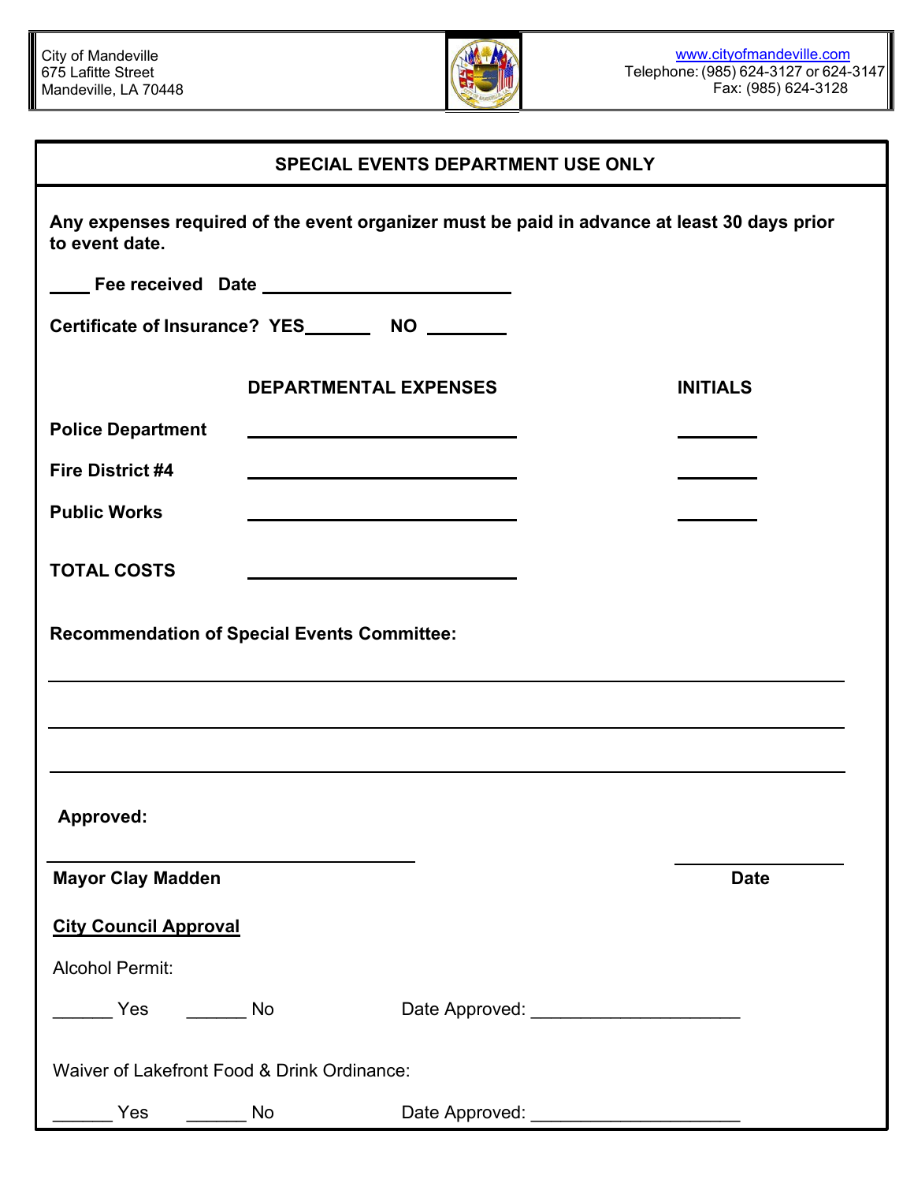City of Mandeville
675 Lafitte Street
Mandeville, LA 70448

www.cityofmandeville.com
Telephone: (985) 624-3127 or 624-3147
Fax: (985) 624-3128

## SPECIAL EVENTS DEPARTMENT USE ONLY

**Any expenses required of the event organizer must be paid in advance at least 30 days prior to event date.**

**____ Fee received Date ________________________**

**Certificate of Insurance? YES_______ NO ________**

| | DEPARTMENTAL EXPENSES | INITIALS |
|---|---|---|
| Police Department | ____________________________ | ________ |
| Fire District #4 | ____________________________ | ________ |
| Public Works | ____________________________ | ________ |
| TOTAL COSTS | ____________________________ | |

**Recommendation of Special Events Committee:**

____________________________________________________________________________

____________________________________________________________________________

____________________________________________________________________________

**Approved:**

______________________________________ ________________

**Mayor Clay Madden** **Date**

**City Council Approval**

Alcohol Permit:

______ Yes ______ No Date Approved: _____________________

Waiver of Lakefront Food & Drink Ordinance:

______ Yes ______ No Date Approved: _____________________